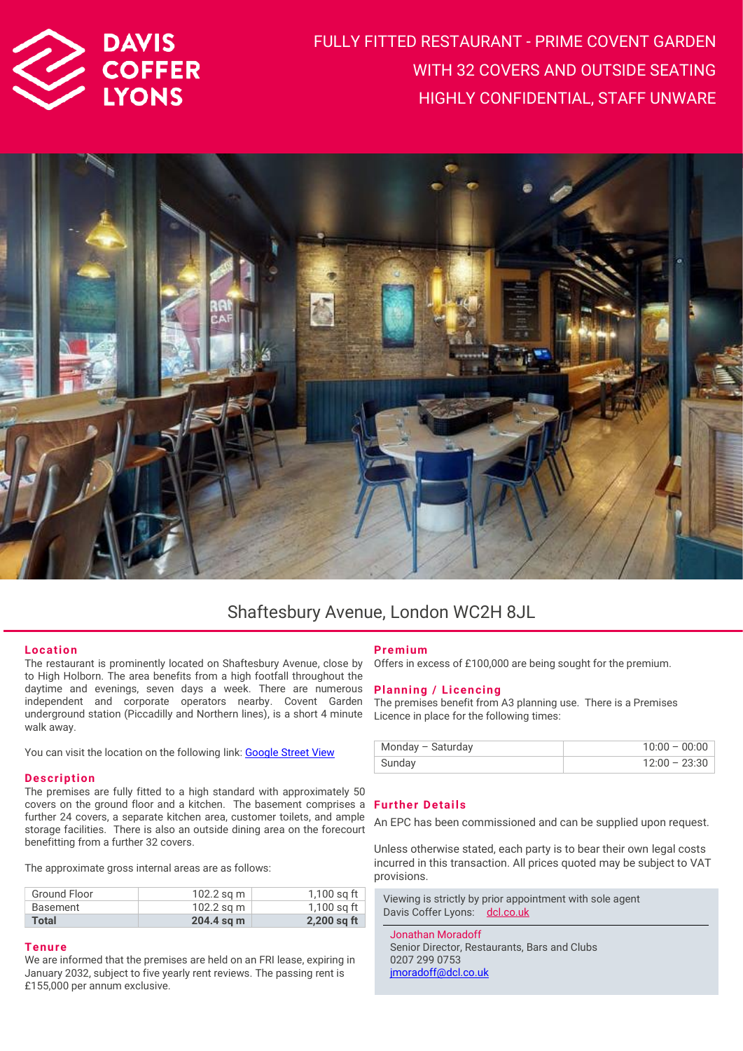DAVIS COFFER LYONS

# FULLY FITTED RESTAURANT - PRIME COVENT GARDEN WITH 32 COVERS AND OUTSIDE SEATING HIGHLY CONFIDENTIAL, STAFF UNWARE

## Shaftesbury Avenue, London WC2H 8JL

### Location

The restaurant is prominently located on Shaftesbury Avenue, close by to High Holborn. The area benefits from a high footfall throughout the daytime and evenings, seven days a week. There are numerous independent and corporate operators nearby. Covent Garden underground station (Piccadilly and Northern lines), is a short 4 minute walk away.

You can visit the location on the following link: Google Street View

### Description

The premises are fully fitted to a high standard with approximately 50 covers on the ground floor and a kitchen. The basement comprises a further 24 covers, a separate kitchen area, customer toilets, and ample storage facilities. There is also an outside dining area on the forecourt benefitting from a further 32 covers.

The approximate gross internal areas are as follows:

| | | |
|---|---|---|
| Ground Floor | 102.2 sq m | 1,100 sq ft |
| Basement | 102.2 sq m | 1,100 sq ft |
| **Total** | **204.4 sq m** | **2,200 sq ft** |

### Tenure

We are informed that the premises are held on an FRI lease, expiring in January 2032, subject to five yearly rent reviews. The passing rent is £155,000 per annum exclusive.

### Premium

Offers in excess of £100,000 are being sought for the premium.

### Planning / Licencing

The premises benefit from A3 planning use. There is a Premises Licence in place for the following times:

| | |
|---|---|
| Monday – Saturday | 10:00 – 00:00 |
| Sunday | 12:00 – 23:30 |

### Further Details

An EPC has been commissioned and can be supplied upon request.

Unless otherwise stated, each party is to bear their own legal costs incurred in this transaction. All prices quoted may be subject to VAT provisions.

Viewing is strictly by prior appointment with sole agent Davis Coffer Lyons: dcl.co.uk

Jonathan Moradoff
Senior Director, Restaurants, Bars and Clubs
0207 299 0753
jmoradoff@dcl.co.uk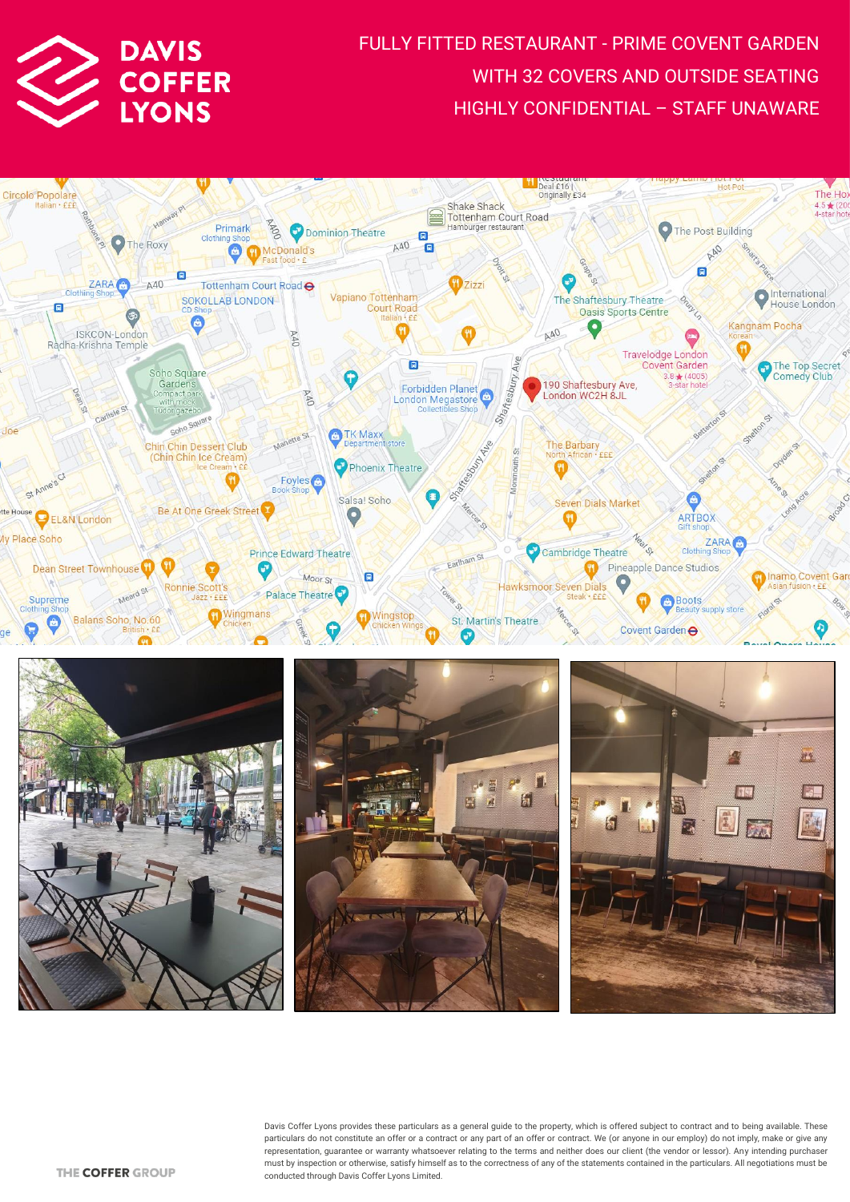# DAVIS COFFER LYONS

## FULLY FITTED RESTAURANT - PRIME COVENT GARDEN WITH 32 COVERS AND OUTSIDE SEATING

## HIGHLY CONFIDENTIAL – STAFF UNAWARE

Davis Coffer Lyons provides these particulars as a general guide to the property, which is offered subject to contract and to being available. These particulars do not constitute an offer or a contract or any part of an offer or contract. We (or anyone in our employ) do not imply, make or give any representation, guarantee or warranty whatsoever relating to the terms and neither does our client (the vendor or lessor). Any intending purchaser must by inspection or otherwise, satisfy himself as to the correctness of any of the statements contained in the particulars. All negotiations must be conducted through Davis Coffer Lyons Limited.

THE COFFER GROUP